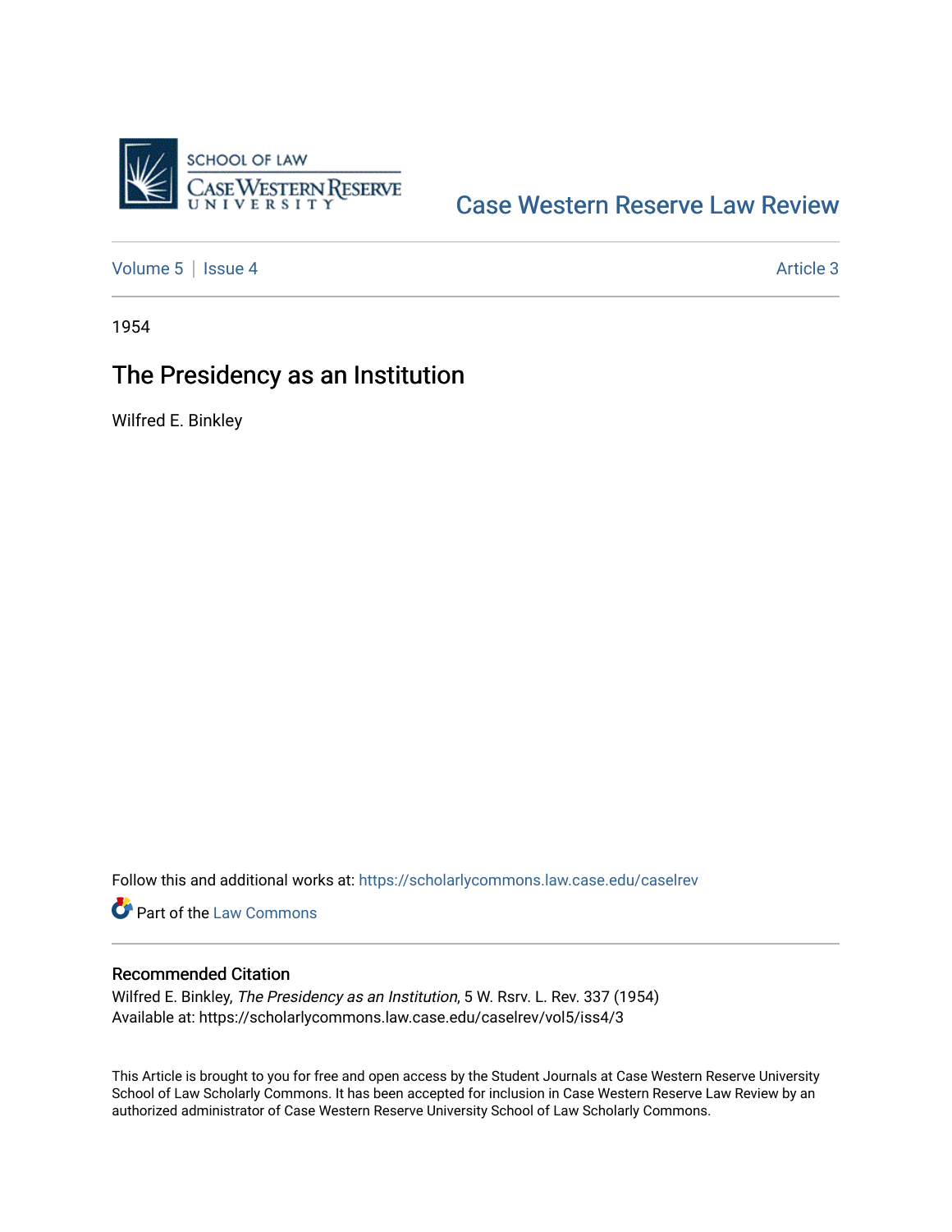Case Western Reserve Law Review

Volume 5 | Issue 4 | Article 3

1954

# The Presidency as an Institution

Wilfred E. Binkley

Follow this and additional works at: https://scholarlycommons.law.case.edu/caselrev

Part of the Law Commons

## Recommended Citation

Wilfred E. Binkley, *The Presidency as an Institution*, 5 W. Rsrv. L. Rev. 337 (1954)
Available at: https://scholarlycommons.law.case.edu/caselrev/vol5/iss4/3

This Article is brought to you for free and open access by the Student Journals at Case Western Reserve University School of Law Scholarly Commons. It has been accepted for inclusion in Case Western Reserve Law Review by an authorized administrator of Case Western Reserve University School of Law Scholarly Commons.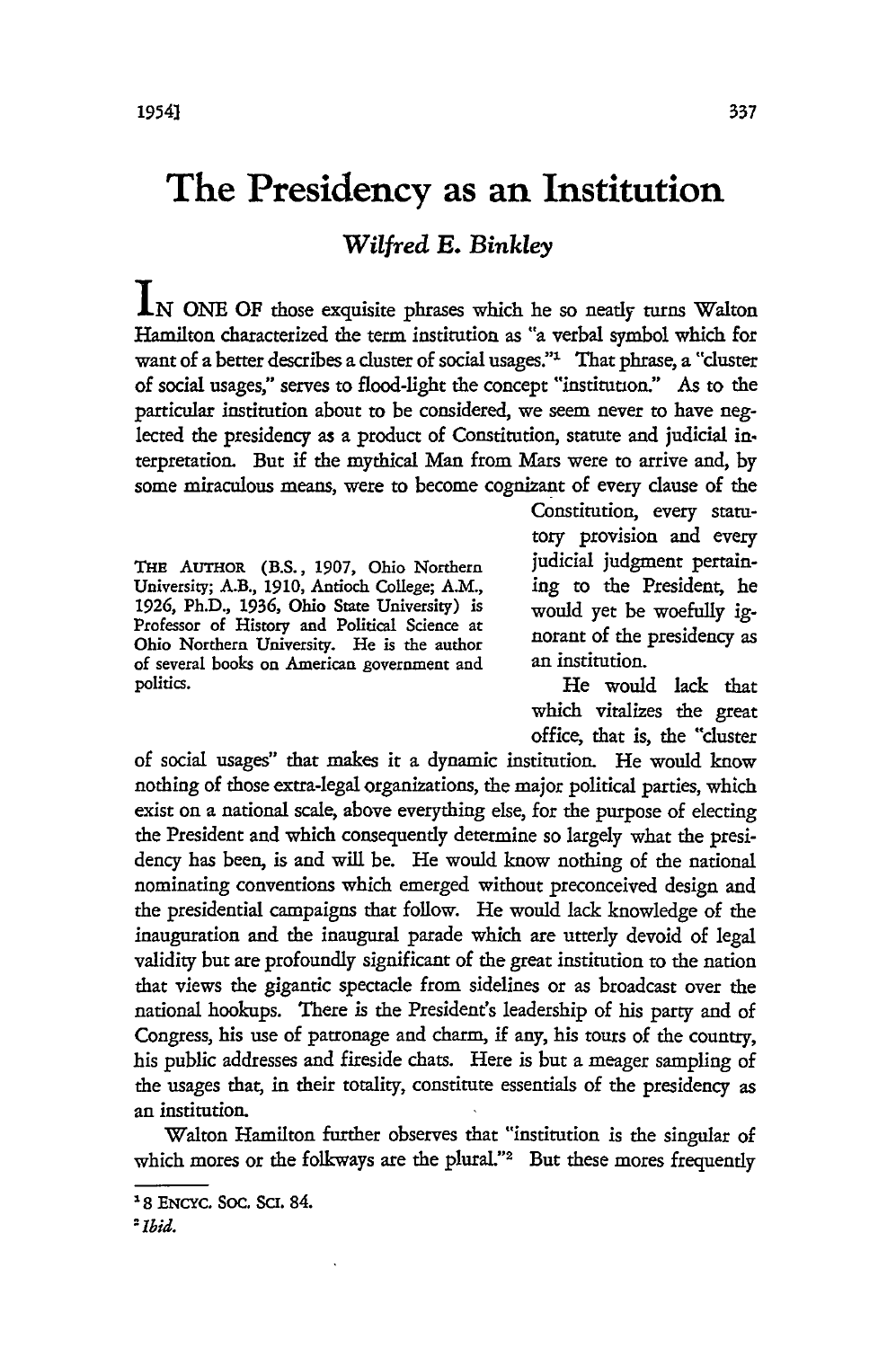# The Presidency as an Institution

*Wilfred E. Binkley*

IN ONE OF those exquisite phrases which he so neatly turns Walton Hamilton characterized the term institution as "a verbal symbol which for want of a better describes a cluster of social usages."[1] That phrase, a "cluster of social usages," serves to flood-light the concept "institution." As to the particular institution about to be considered, we seem never to have neglected the presidency as a product of Constitution, statute and judicial interpretation. But if the mythical Man from Mars were to arrive and, by some miraculous means, were to become cognizant of every clause of the Constitution, every statutory provision and every judicial judgment pertaining to the President, he would yet be woefully ignorant of the presidency as an institution.

He would lack that which vitalizes the great office, that is, the "cluster of social usages" that makes it a dynamic institution. He would know nothing of those extra-legal organizations, the major political parties, which exist on a national scale, above everything else, for the purpose of electing the President and which consequently determine so largely what the presidency has been, is and will be. He would know nothing of the national nominating conventions which emerged without preconceived design and the presidential campaigns that follow. He would lack knowledge of the inauguration and the inaugural parade which are utterly devoid of legal validity but are profoundly significant of the great institution to the nation that views the gigantic spectacle from sidelines or as broadcast over the national hookups. There is the President's leadership of his party and of Congress, his use of patronage and charm, if any, his tours of the country, his public addresses and fireside chats. Here is but a meager sampling of the usages that, in their totality, constitute essentials of the presidency as an institution.

Walton Hamilton further observes that "institution is the singular of which mores or the folkways are the plural."[2] But these mores frequently

THE AUTHOR (B.S., 1907, Ohio Northern University; A.B., 1910, Antioch College; A.M., 1926, Ph.D., 1936, Ohio State University) is Professor of History and Political Science at Ohio Northern University. He is the author of several books on American government and politics.

---

[1] 8 ENCYC. SOC. SCI. 84.

[2] *Ibid.*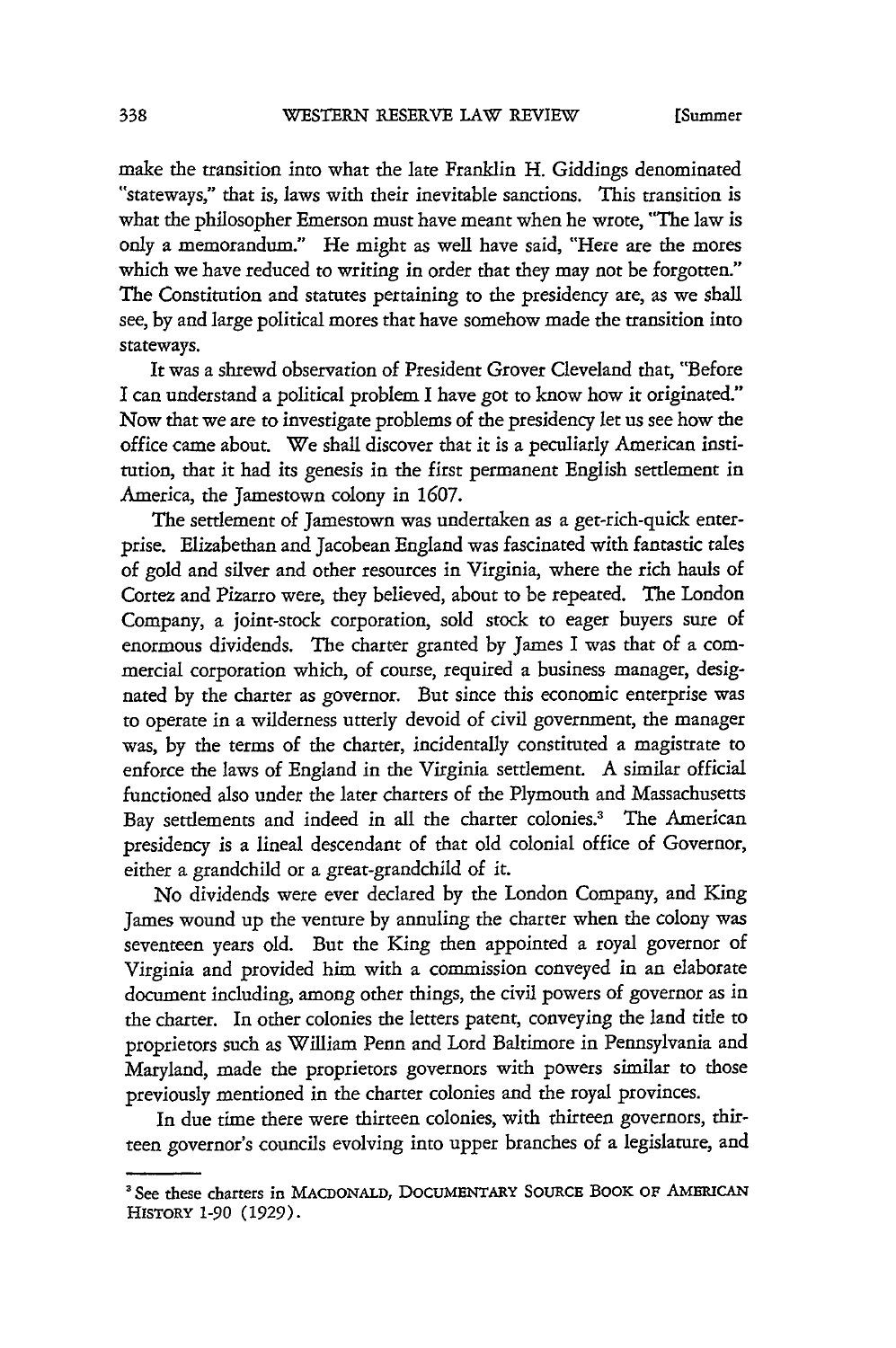make the transition into what the late Franklin H. Giddings denominated "stateways," that is, laws with their inevitable sanctions. This transition is what the philosopher Emerson must have meant when he wrote, "The law is only a memorandum." He might as well have said, "Here are the mores which we have reduced to writing in order that they may not be forgotten." The Constitution and statutes pertaining to the presidency are, as we shall see, by and large political mores that have somehow made the transition into stateways.

It was a shrewd observation of President Grover Cleveland that, "Before I can understand a political problem I have got to know how it originated." Now that we are to investigate problems of the presidency let us see how the office came about. We shall discover that it is a peculiarly American institution, that it had its genesis in the first permanent English settlement in America, the Jamestown colony in 1607.

The settlement of Jamestown was undertaken as a get-rich-quick enterprise. Elizabethan and Jacobean England was fascinated with fantastic tales of gold and silver and other resources in Virginia, where the rich hauls of Cortez and Pizarro were, they believed, about to be repeated. The London Company, a joint-stock corporation, sold stock to eager buyers sure of enormous dividends. The charter granted by James I was that of a commercial corporation which, of course, required a business manager, designated by the charter as governor. But since this economic enterprise was to operate in a wilderness utterly devoid of civil government, the manager was, by the terms of the charter, incidentally constituted a magistrate to enforce the laws of England in the Virginia settlement. A similar official functioned also under the later charters of the Plymouth and Massachusetts Bay settlements and indeed in all the charter colonies.[3] The American presidency is a lineal descendant of that old colonial office of Governor, either a grandchild or a great-grandchild of it.

No dividends were ever declared by the London Company, and King James wound up the venture by annuling the charter when the colony was seventeen years old. But the King then appointed a royal governor of Virginia and provided him with a commission conveyed in an elaborate document including, among other things, the civil powers of governor as in the charter. In other colonies the letters patent, conveying the land title to proprietors such as William Penn and Lord Baltimore in Pennsylvania and Maryland, made the proprietors governors with powers similar to those previously mentioned in the charter colonies and the royal provinces.

In due time there were thirteen colonies, with thirteen governors, thirteen governor's councils evolving into upper branches of a legislature, and

---

[3] See these charters in MACDONALD, DOCUMENTARY SOURCE BOOK OF AMERICAN HISTORY 1-90 (1929).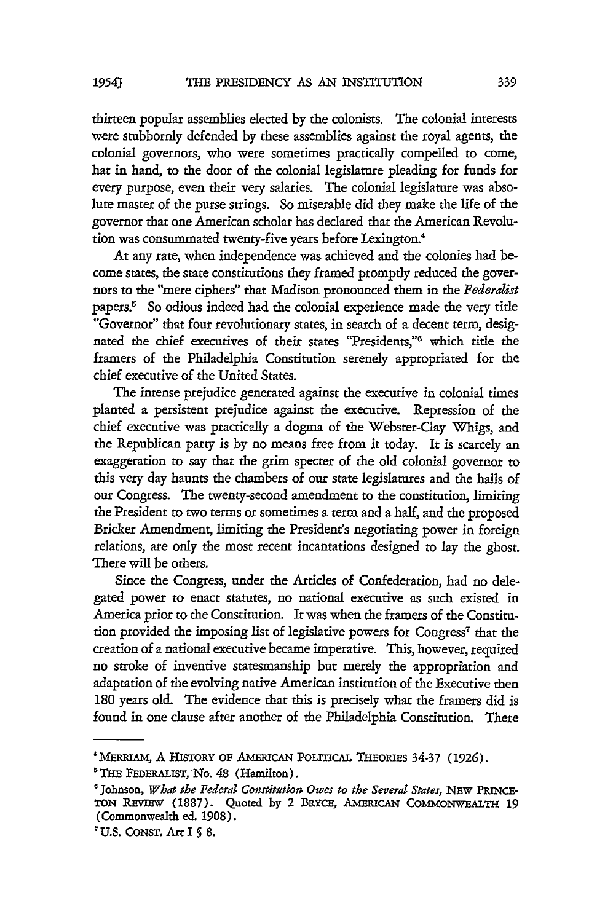thirteen popular assemblies elected by the colonists. The colonial interests were stubbornly defended by these assemblies against the royal agents, the colonial governors, who were sometimes practically compelled to come, hat in hand, to the door of the colonial legislature pleading for funds for every purpose, even their very salaries. The colonial legislature was absolute master of the purse strings. So miserable did they make the life of the governor that one American scholar has declared that the American Revolution was consummated twenty-five years before Lexington.[4]

At any rate, when independence was achieved and the colonies had become states, the state constitutions they framed promptly reduced the governors to the "mere ciphers" that Madison pronounced them in the *Federalist* papers.[5] So odious indeed had the colonial experience made the very title "Governor" that four revolutionary states, in search of a decent term, designated the chief executives of their states "Presidents,"[6] which title the framers of the Philadelphia Constitution serenely appropriated for the chief executive of the United States.

The intense prejudice generated against the executive in colonial times planted a persistent prejudice against the executive. Repression of the chief executive was practically a dogma of the Webster-Clay Whigs, and the Republican party is by no means free from it today. It is scarcely an exaggeration to say that the grim specter of the old colonial governor to this very day haunts the chambers of our state legislatures and the halls of our Congress. The twenty-second amendment to the constitution, limiting the President to two terms or sometimes a term and a half, and the proposed Bricker Amendment, limiting the President's negotiating power in foreign relations, are only the most recent incantations designed to lay the ghost. There will be others.

Since the Congress, under the Articles of Confederation, had no delegated power to enact statutes, no national executive as such existed in America prior to the Constitution. It was when the framers of the Constitution provided the imposing list of legislative powers for Congress[7] that the creation of a national executive became imperative. This, however, required no stroke of inventive statesmanship but merely the appropriation and adaptation of the evolving native American institution of the Executive then 180 years old. The evidence that this is precisely what the framers did is found in one clause after another of the Philadelphia Constitution. There

---

[4] MERRIAM, A HISTORY OF AMERICAN POLITICAL THEORIES 34-37 (1926).

[5] THE FEDERALIST, No. 48 (Hamilton).

[6] Johnson, *What the Federal Constitution Owes to the Several States*, NEW PRINCETON REVIEW (1887). Quoted by 2 BRYCE, AMERICAN COMMONWEALTH 19 (Commonwealth ed. 1908).

[7] U.S. CONST. Art I § 8.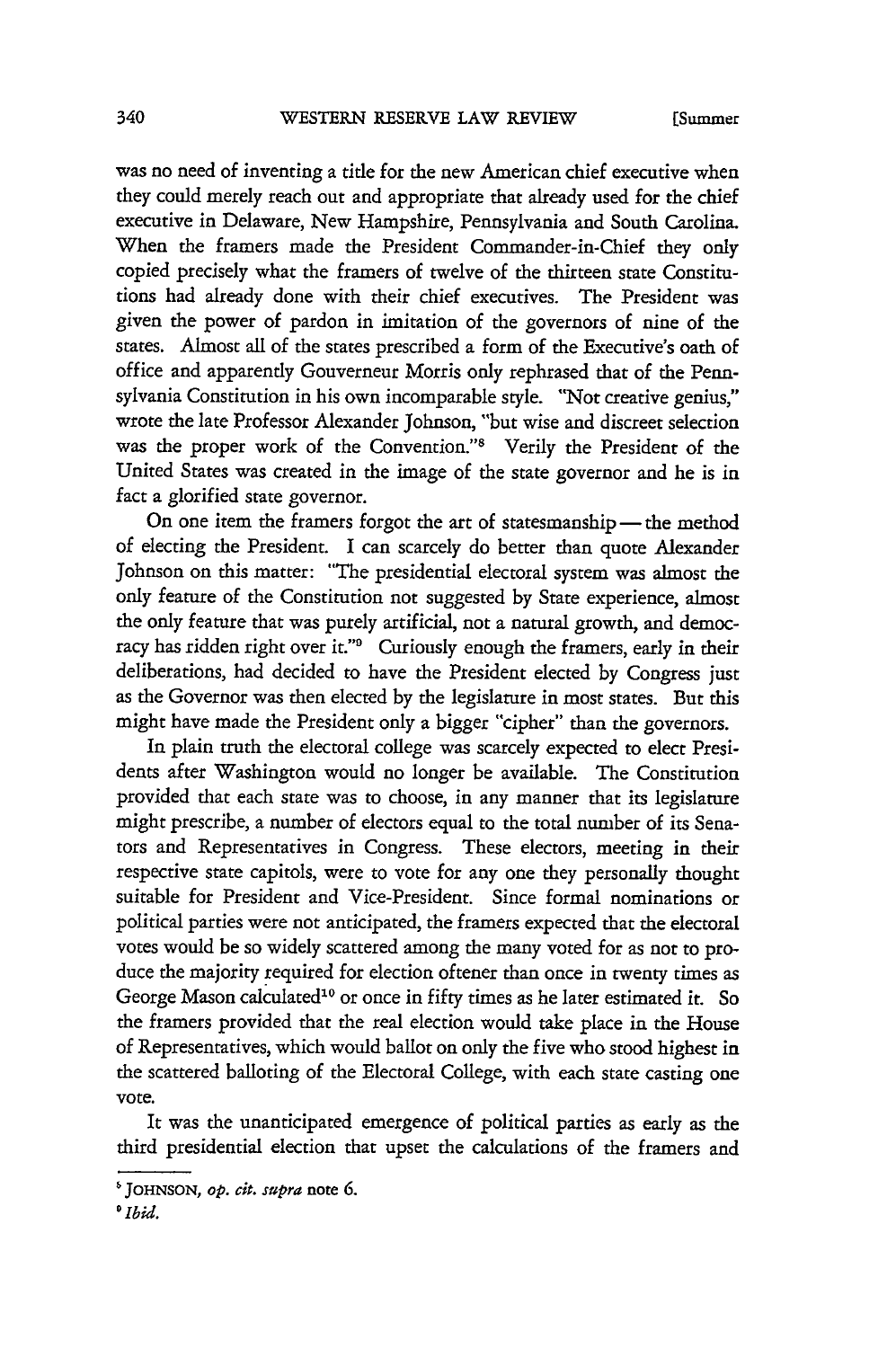was no need of inventing a title for the new American chief executive when they could merely reach out and appropriate that already used for the chief executive in Delaware, New Hampshire, Pennsylvania and South Carolina. When the framers made the President Commander-in-Chief they only copied precisely what the framers of twelve of the thirteen state Constitutions had already done with their chief executives. The President was given the power of pardon in imitation of the governors of nine of the states. Almost all of the states prescribed a form of the Executive's oath of office and apparently Gouverneur Morris only rephrased that of the Pennsylvania Constitution in his own incomparable style. "Not creative genius," wrote the late Professor Alexander Johnson, "but wise and discreet selection was the proper work of the Convention."[8] Verily the President of the United States was created in the image of the state governor and he is in fact a glorified state governor.

On one item the framers forgot the art of statesmanship — the method of electing the President. I can scarcely do better than quote Alexander Johnson on this matter: "The presidential electoral system was almost the only feature of the Constitution not suggested by State experience, almost the only feature that was purely artificial, not a natural growth, and democracy has ridden right over it."[9] Curiously enough the framers, early in their deliberations, had decided to have the President elected by Congress just as the Governor was then elected by the legislature in most states. But this might have made the President only a bigger "cipher" than the governors.

In plain truth the electoral college was scarcely expected to elect Presidents after Washington would no longer be available. The Constitution provided that each state was to choose, in any manner that its legislature might prescribe, a number of electors equal to the total number of its Senators and Representatives in Congress. These electors, meeting in their respective state capitols, were to vote for any one they personally thought suitable for President and Vice-President. Since formal nominations or political parties were not anticipated, the framers expected that the electoral votes would be so widely scattered among the many voted for as not to produce the majority required for election oftener than once in twenty times as George Mason calculated[10] or once in fifty times as he later estimated it. So the framers provided that the real election would take place in the House of Representatives, which would ballot on only the five who stood highest in the scattered balloting of the Electoral College, with each state casting one vote.

It was the unanticipated emergence of political parties as early as the third presidential election that upset the calculations of the framers and

---

[8] JOHNSON, *op. cit. supra* note 6.

[9] *Ibid.*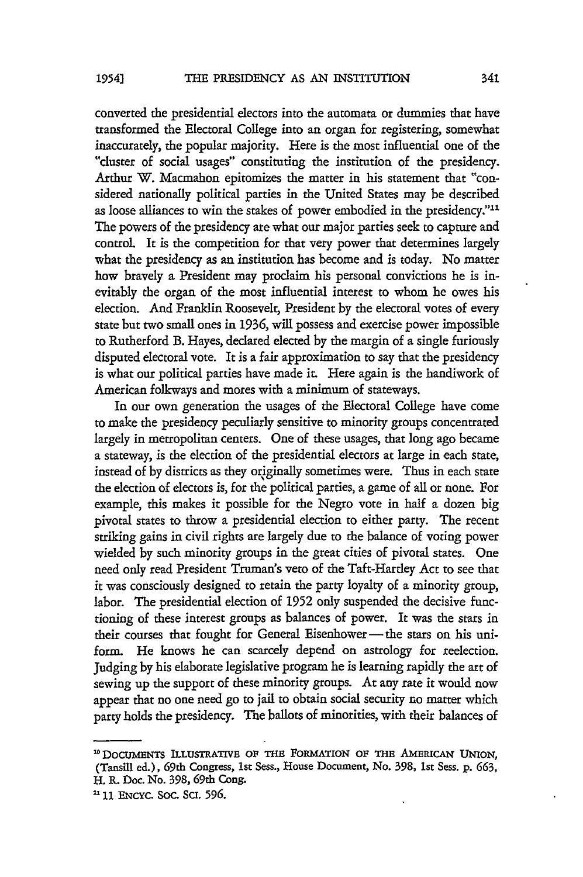converted the presidential electors into the automata or dummies that have transformed the Electoral College into an organ for registering, somewhat inaccurately, the popular majority. Here is the most influential one of the "cluster of social usages" constituting the institution of the presidency. Arthur W. Macmahon epitomizes the matter in his statement that "considered nationally political parties in the United States may be described as loose alliances to win the stakes of power embodied in the presidency."[11] The powers of the presidency are what our major parties seek to capture and control. It is the competition for that very power that determines largely what the presidency as an institution has become and is today. No matter how bravely a President may proclaim his personal convictions he is inevitably the organ of the most influential interest to whom he owes his election. And Franklin Roosevelt, President by the electoral votes of every state but two small ones in 1936, will possess and exercise power impossible to Rutherford B. Hayes, declared elected by the margin of a single furiously disputed electoral vote. It is a fair approximation to say that the presidency is what our political parties have made it. Here again is the handiwork of American folkways and mores with a minimum of stateways.

In our own generation the usages of the Electoral College have come to make the presidency peculiarly sensitive to minority groups concentrated largely in metropolitan centers. One of these usages, that long ago became a stateway, is the election of the presidential electors at large in each state, instead of by districts as they originally sometimes were. Thus in each state the election of electors is, for the political parties, a game of all or none. For example, this makes it possible for the Negro vote in half a dozen big pivotal states to throw a presidential election to either party. The recent striking gains in civil rights are largely due to the balance of voting power wielded by such minority groups in the great cities of pivotal states. One need only read President Truman's veto of the Taft-Hartley Act to see that it was consciously designed to retain the party loyalty of a minority group, labor. The presidential election of 1952 only suspended the decisive functioning of these interest groups as balances of power. It was the stars in their courses that fought for General Eisenhower — the stars on his uniform. He knows he can scarcely depend on astrology for reelection. Judging by his elaborate legislative program he is learning rapidly the art of sewing up the support of these minority groups. At any rate it would now appear that no one need go to jail to obtain social security no matter which party holds the presidency. The ballots of minorities, with their balances of

---

[10] DOCUMENTS ILLUSTRATIVE OF THE FORMATION OF THE AMERICAN UNION, (Tansill ed.), 69th Congress, 1st Sess., House Document, No. 398, 1st Sess. p. 663, H. R. Doc. No. 398, 69th Cong.

[11] 11 ENCYC. SOC. SCI. 596.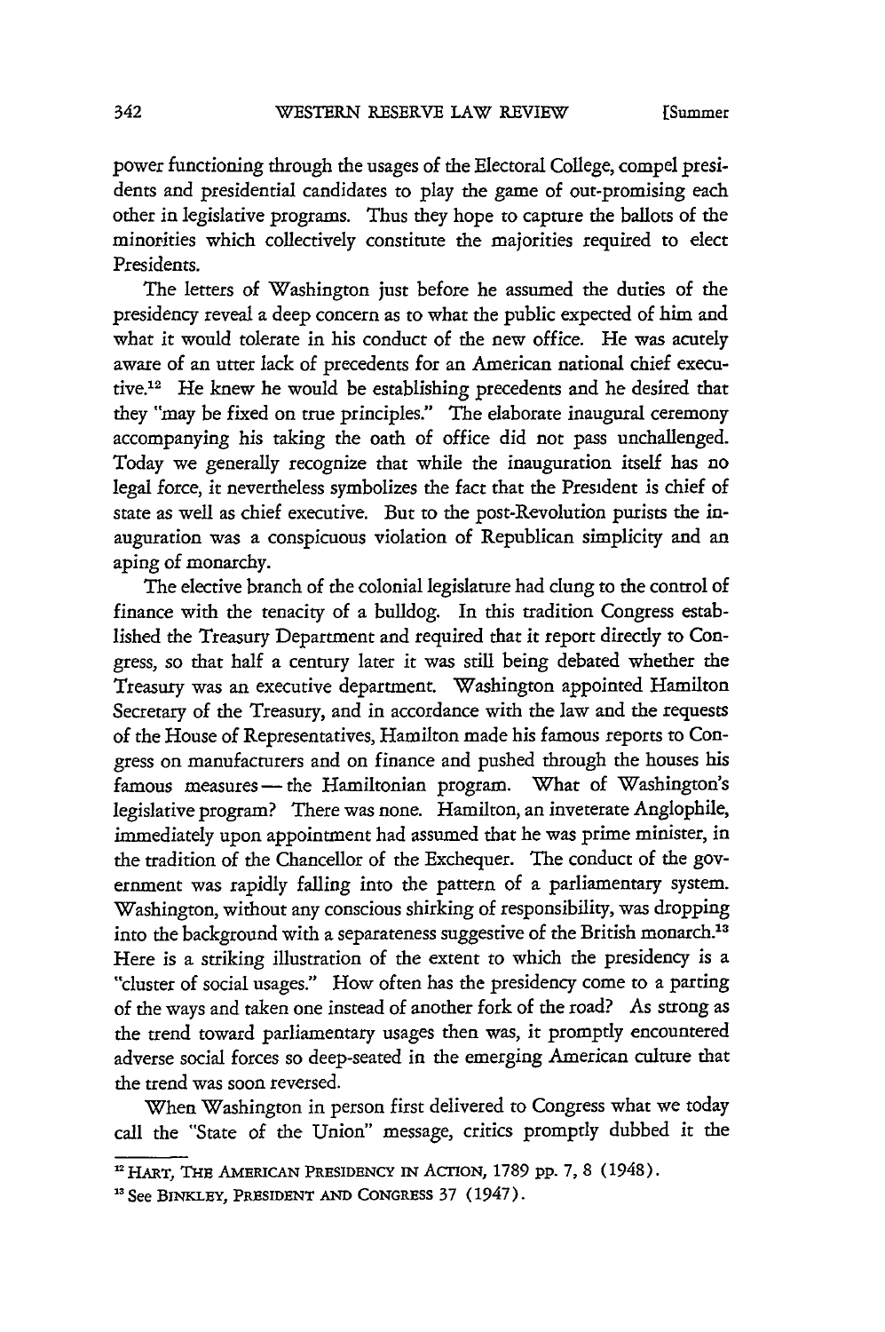power functioning through the usages of the Electoral College, compel presidents and presidential candidates to play the game of out-promising each other in legislative programs. Thus they hope to capture the ballots of the minorities which collectively constitute the majorities required to elect Presidents.

The letters of Washington just before he assumed the duties of the presidency reveal a deep concern as to what the public expected of him and what it would tolerate in his conduct of the new office. He was acutely aware of an utter lack of precedents for an American national chief executive.[12] He knew he would be establishing precedents and he desired that they "may be fixed on true principles." The elaborate inaugural ceremony accompanying his taking the oath of office did not pass unchallenged. Today we generally recognize that while the inauguration itself has no legal force, it nevertheless symbolizes the fact that the President is chief of state as well as chief executive. But to the post-Revolution purists the inauguration was a conspicuous violation of Republican simplicity and an aping of monarchy.

The elective branch of the colonial legislature had clung to the control of finance with the tenacity of a bulldog. In this tradition Congress established the Treasury Department and required that it report directly to Congress, so that half a century later it was still being debated whether the Treasury was an executive department. Washington appointed Hamilton Secretary of the Treasury, and in accordance with the law and the requests of the House of Representatives, Hamilton made his famous reports to Congress on manufacturers and on finance and pushed through the houses his famous measures — the Hamiltonian program. What of Washington's legislative program? There was none. Hamilton, an inveterate Anglophile, immediately upon appointment had assumed that he was prime minister, in the tradition of the Chancellor of the Exchequer. The conduct of the government was rapidly falling into the pattern of a parliamentary system. Washington, without any conscious shirking of responsibility, was dropping into the background with a separateness suggestive of the British monarch.[13] Here is a striking illustration of the extent to which the presidency is a "cluster of social usages." How often has the presidency come to a parting of the ways and taken one instead of another fork of the road? As strong as the trend toward parliamentary usages then was, it promptly encountered adverse social forces so deep-seated in the emerging American culture that the trend was soon reversed.

When Washington in person first delivered to Congress what we today call the "State of the Union" message, critics promptly dubbed it the

---

[12] HART, THE AMERICAN PRESIDENCY IN ACTION, 1789 pp. 7, 8 (1948).

[13] See BINKLEY, PRESIDENT AND CONGRESS 37 (1947).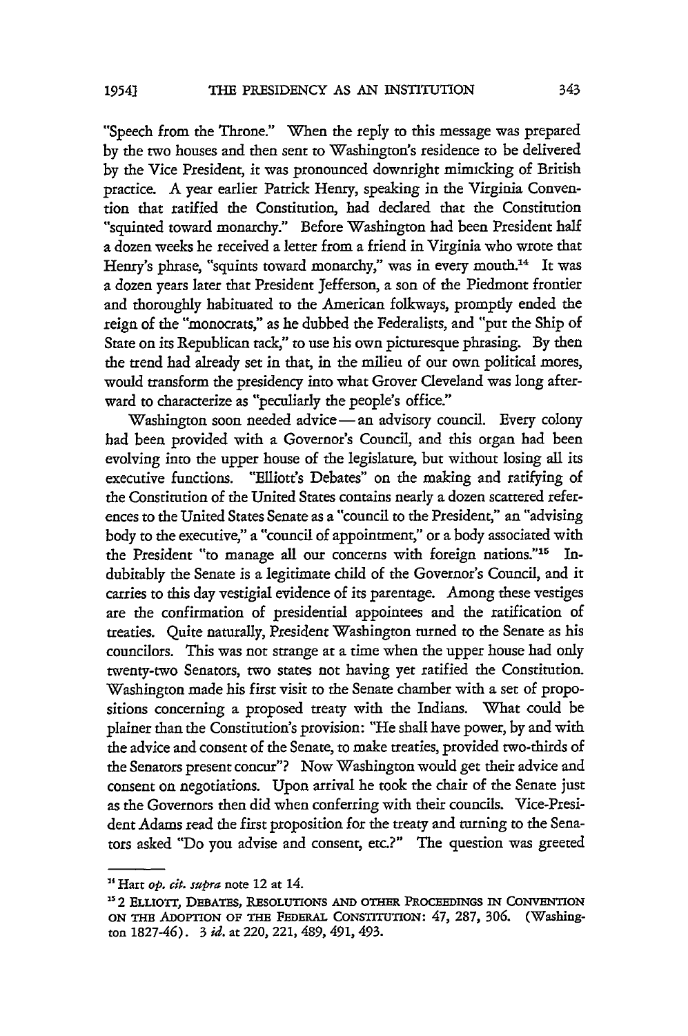"Speech from the Throne." When the reply to this message was prepared by the two houses and then sent to Washington's residence to be delivered by the Vice President, it was pronounced downright mimicking of British practice. A year earlier Patrick Henry, speaking in the Virginia Convention that ratified the Constitution, had declared that the Constitution "squinted toward monarchy." Before Washington had been President half a dozen weeks he received a letter from a friend in Virginia who wrote that Henry's phrase, "squints toward monarchy," was in every mouth.[14] It was a dozen years later that President Jefferson, a son of the Piedmont frontier and thoroughly habituated to the American folkways, promptly ended the reign of the "monocrats," as he dubbed the Federalists, and "put the Ship of State on its Republican tack," to use his own picturesque phrasing. By then the trend had already set in that, in the milieu of our own political mores, would transform the presidency into what Grover Cleveland was long afterward to characterize as "peculiarly the people's office."

Washington soon needed advice — an advisory council. Every colony had been provided with a Governor's Council, and this organ had been evolving into the upper house of the legislature, but without losing all its executive functions. "Elliott's Debates" on the making and ratifying of the Constitution of the United States contains nearly a dozen scattered references to the United States Senate as a "council to the President," an "advising body to the executive," a "council of appointment," or a body associated with the President "to manage all our concerns with foreign nations."[15] Indubitably the Senate is a legitimate child of the Governor's Council, and it carries to this day vestigial evidence of its parentage. Among these vestiges are the confirmation of presidential appointees and the ratification of treaties. Quite naturally, President Washington turned to the Senate as his councilors. This was not strange at a time when the upper house had only twenty-two Senators, two states not having yet ratified the Constitution. Washington made his first visit to the Senate chamber with a set of propositions concerning a proposed treaty with the Indians. What could be plainer than the Constitution's provision: "He shall have power, by and with the advice and consent of the Senate, to make treaties, provided two-thirds of the Senators present concur"? Now Washington would get their advice and consent on negotiations. Upon arrival he took the chair of the Senate just as the Governors then did when conferring with their councils. Vice-President Adams read the first proposition for the treaty and turning to the Senators asked "Do you advise and consent, etc.?" The question was greeted

---

[14] Hart *op. cit. supra* note 12 at 14.

[15] 2 ELLIOTT, DEBATES, RESOLUTIONS AND OTHER PROCEEDINGS IN CONVENTION ON THE ADOPTION OF THE FEDERAL CONSTITUTION: 47, 287, 306. (Washington 1827-46). 3 *id.* at 220, 221, 489, 491, 493.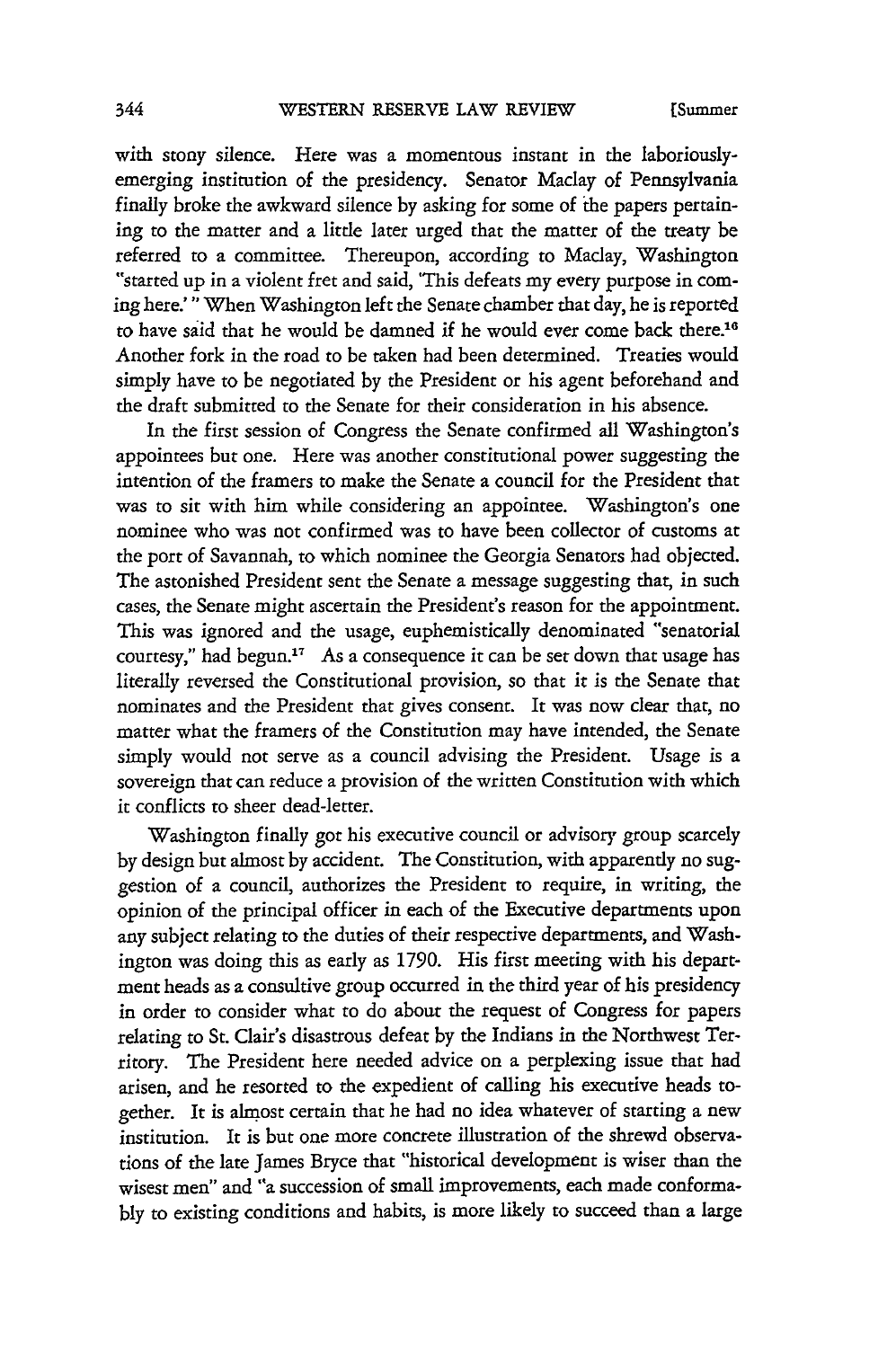with stony silence. Here was a momentous instant in the laboriously-emerging institution of the presidency. Senator Maclay of Pennsylvania finally broke the awkward silence by asking for some of the papers pertaining to the matter and a little later urged that the matter of the treaty be referred to a committee. Thereupon, according to Maclay, Washington "started up in a violent fret and said, 'This defeats my every purpose in coming here.' " When Washington left the Senate chamber that day, he is reported to have said that he would be damned if he would ever come back there.[16] Another fork in the road to be taken had been determined. Treaties would simply have to be negotiated by the President or his agent beforehand and the draft submitted to the Senate for their consideration in his absence.

In the first session of Congress the Senate confirmed all Washington's appointees but one. Here was another constitutional power suggesting the intention of the framers to make the Senate a council for the President that was to sit with him while considering an appointee. Washington's one nominee who was not confirmed was to have been collector of customs at the port of Savannah, to which nominee the Georgia Senators had objected. The astonished President sent the Senate a message suggesting that, in such cases, the Senate might ascertain the President's reason for the appointment. This was ignored and the usage, euphemistically denominated "senatorial courtesy," had begun.[17] As a consequence it can be set down that usage has literally reversed the Constitutional provision, so that it is the Senate that nominates and the President that gives consent. It was now clear that, no matter what the framers of the Constitution may have intended, the Senate simply would not serve as a council advising the President. Usage is a sovereign that can reduce a provision of the written Constitution with which it conflicts to sheer dead-letter.

Washington finally got his executive council or advisory group scarcely by design but almost by accident. The Constitution, with apparently no suggestion of a council, authorizes the President to require, in writing, the opinion of the principal officer in each of the Executive departments upon any subject relating to the duties of their respective departments, and Washington was doing this as early as 1790. His first meeting with his department heads as a consultive group occurred in the third year of his presidency in order to consider what to do about the request of Congress for papers relating to St. Clair's disastrous defeat by the Indians in the Northwest Territory. The President here needed advice on a perplexing issue that had arisen, and he resorted to the expedient of calling his executive heads together. It is almost certain that he had no idea whatever of starting a new institution. It is but one more concrete illustration of the shrewd observations of the late James Bryce that "historical development is wiser than the wisest men" and "a succession of small improvements, each made conformably to existing conditions and habits, is more likely to succeed than a large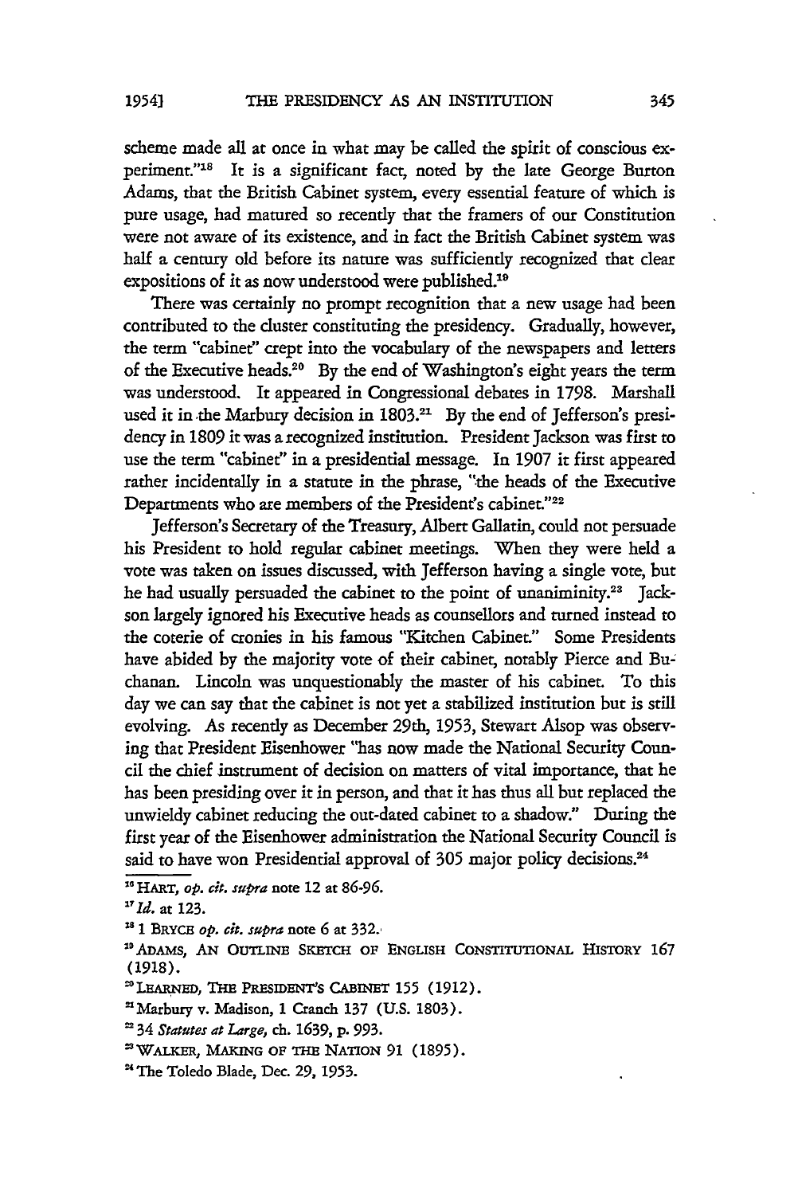scheme made all at once in what may be called the spirit of conscious experiment."[18] It is a significant fact, noted by the late George Burton Adams, that the British Cabinet system, every essential feature of which is pure usage, had matured so recently that the framers of our Constitution were not aware of its existence, and in fact the British Cabinet system was half a century old before its nature was sufficiently recognized that clear expositions of it as now understood were published.[19]

There was certainly no prompt recognition that a new usage had been contributed to the cluster constituting the presidency. Gradually, however, the term "cabinet" crept into the vocabulary of the newspapers and letters of the Executive heads.[20] By the end of Washington's eight years the term was understood. It appeared in Congressional debates in 1798. Marshall used it in the Marbury decision in 1803.[21] By the end of Jefferson's presidency in 1809 it was a recognized institution. President Jackson was first to use the term "cabinet" in a presidential message. In 1907 it first appeared rather incidentally in a statute in the phrase, "the heads of the Executive Departments who are members of the President's cabinet."[22]

Jefferson's Secretary of the Treasury, Albert Gallatin, could not persuade his President to hold regular cabinet meetings. When they were held a vote was taken on issues discussed, with Jefferson having a single vote, but he had usually persuaded the cabinet to the point of unaniminity.[23] Jackson largely ignored his Executive heads as counsellors and turned instead to the coterie of cronies in his famous "Kitchen Cabinet." Some Presidents have abided by the majority vote of their cabinet, notably Pierce and Buchanan. Lincoln was unquestionably the master of his cabinet. To this day we can say that the cabinet is not yet a stabilized institution but is still evolving. As recently as December 29th, 1953, Stewart Alsop was observing that President Eisenhower "has now made the National Security Council the chief instrument of decision on matters of vital importance, that he has been presiding over it in person, and that it has thus all but replaced the unwieldy cabinet reducing the out-dated cabinet to a shadow." During the first year of the Eisenhower administration the National Security Council is said to have won Presidential approval of 305 major policy decisions.[24]

---

[16] HART, *op. cit. supra* note 12 at 86-96.

[17] *Id.* at 123.

[18] 1 BRYCE *op. cit. supra* note 6 at 332.

[19] ADAMS, AN OUTLINE SKETCH OF ENGLISH CONSTITUTIONAL HISTORY 167 (1918).

[20] LEARNED, THE PRESIDENT'S CABINET 155 (1912).

[21] Marbury v. Madison, 1 Cranch 137 (U.S. 1803).

[22] 34 *Statutes at Large*, ch. 1639, p. 993.

[23] WALKER, MAKING OF THE NATION 91 (1895).

[24] The Toledo Blade, Dec. 29, 1953.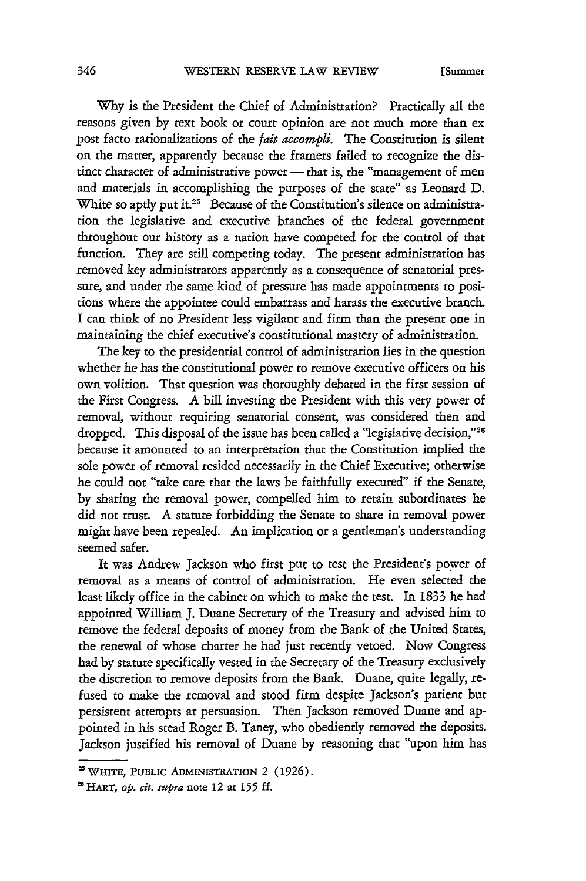Why is the President the Chief of Administration? Practically all the reasons given by text book or court opinion are not much more than ex post facto rationalizations of the *fait accompli*. The Constitution is silent on the matter, apparently because the framers failed to recognize the distinct character of administrative power — that is, the "management of men and materials in accomplishing the purposes of the state" as Leonard D. White so aptly put it.[25] Because of the Constitution's silence on administration the legislative and executive branches of the federal government throughout our history as a nation have competed for the control of that function. They are still competing today. The present administration has removed key administrators apparently as a consequence of senatorial pressure, and under the same kind of pressure has made appointments to positions where the appointee could embarrass and harass the executive branch. I can think of no President less vigilant and firm than the present one in maintaining the chief executive's constitutional mastery of administration.

The key to the presidential control of administration lies in the question whether he has the constitutional power to remove executive officers on his own volition. That question was thoroughly debated in the first session of the First Congress. A bill investing the President with this very power of removal, without requiring senatorial consent, was considered then and dropped. This disposal of the issue has been called a "legislative decision,"[26] because it amounted to an interpretation that the Constitution implied the sole power of removal resided necessarily in the Chief Executive; otherwise he could not "take care that the laws be faithfully executed" if the Senate, by sharing the removal power, compelled him to retain subordinates he did not trust. A statute forbidding the Senate to share in removal power might have been repealed. An implication or a gentleman's understanding seemed safer.

It was Andrew Jackson who first put to test the President's power of removal as a means of control of administration. He even selected the least likely office in the cabinet on which to make the test. In 1833 he had appointed William J. Duane Secretary of the Treasury and advised him to remove the federal deposits of money from the Bank of the United States, the renewal of whose charter he had just recently vetoed. Now Congress had by statute specifically vested in the Secretary of the Treasury exclusively the discretion to remove deposits from the Bank. Duane, quite legally, refused to make the removal and stood firm despite Jackson's patient but persistent attempts at persuasion. Then Jackson removed Duane and appointed in his stead Roger B. Taney, who obediently removed the deposits. Jackson justified his removal of Duane by reasoning that "upon him has

---

[25] WHITE, PUBLIC ADMINISTRATION 2 (1926).

[26] HART, *op. cit. supra* note 12 at 155 ff.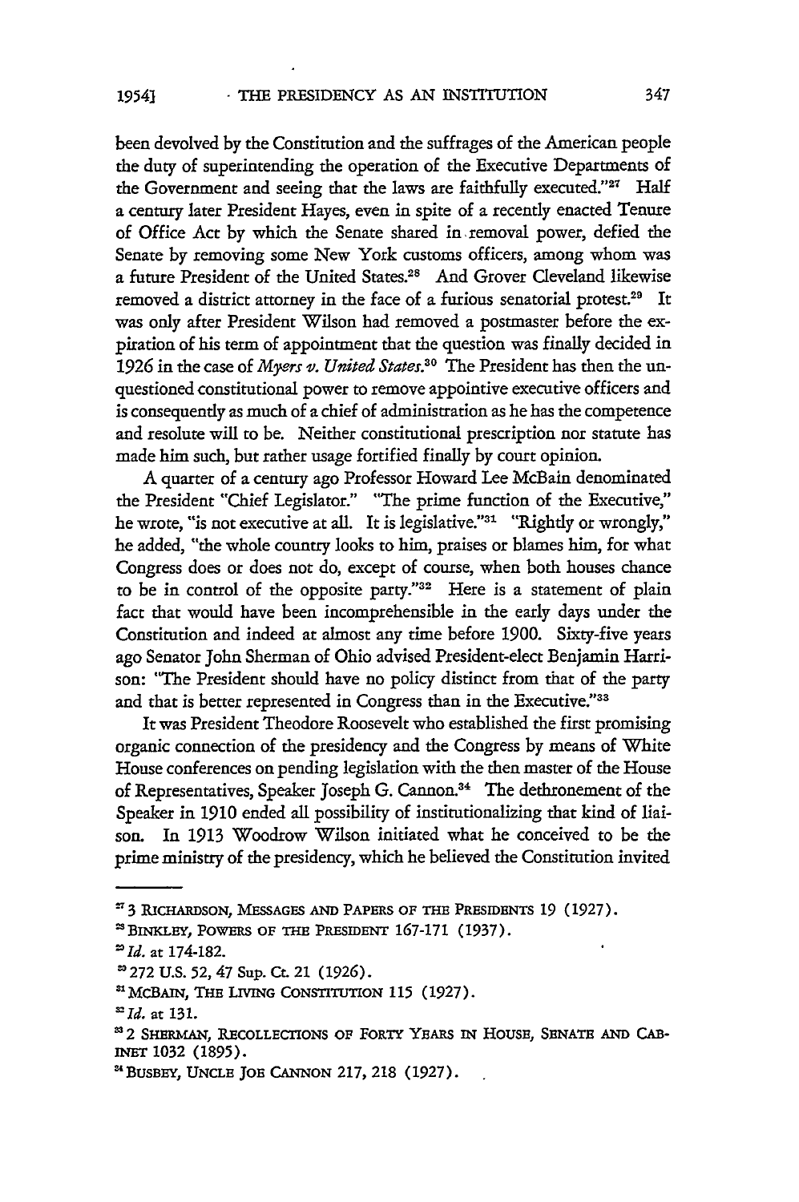been devolved by the Constitution and the suffrages of the American people the duty of superintending the operation of the Executive Departments of the Government and seeing that the laws are faithfully executed."[27] Half a century later President Hayes, even in spite of a recently enacted Tenure of Office Act by which the Senate shared in removal power, defied the Senate by removing some New York customs officers, among whom was a future President of the United States.[28] And Grover Cleveland likewise removed a district attorney in the face of a furious senatorial protest.[29] It was only after President Wilson had removed a postmaster before the expiration of his term of appointment that the question was finally decided in 1926 in the case of *Myers v. United States*.[30] The President has then the unquestioned constitutional power to remove appointive executive officers and is consequently as much of a chief of administration as he has the competence and resolute will to be. Neither constitutional prescription nor statute has made him such, but rather usage fortified finally by court opinion.

A quarter of a century ago Professor Howard Lee McBain denominated the President "Chief Legislator." "The prime function of the Executive," he wrote, "is not executive at all. It is legislative."[31] "Rightly or wrongly," he added, "the whole country looks to him, praises or blames him, for what Congress does or does not do, except of course, when both houses chance to be in control of the opposite party."[32] Here is a statement of plain fact that would have been incomprehensible in the early days under the Constitution and indeed at almost any time before 1900. Sixty-five years ago Senator John Sherman of Ohio advised President-elect Benjamin Harrison: "The President should have no policy distinct from that of the party and that is better represented in Congress than in the Executive."[33]

It was President Theodore Roosevelt who established the first promising organic connection of the presidency and the Congress by means of White House conferences on pending legislation with the then master of the House of Representatives, Speaker Joseph G. Cannon.[34] The dethronement of the Speaker in 1910 ended all possibility of institutionalizing that kind of liaison. In 1913 Woodrow Wilson initiated what he conceived to be the prime ministry of the presidency, which he believed the Constitution invited

---

[27] 3 RICHARDSON, MESSAGES AND PAPERS OF THE PRESIDENTS 19 (1927).

[28] BINKLEY, POWERS OF THE PRESIDENT 167-171 (1937).

[29] *Id.* at 174-182.

[30] 272 U.S. 52, 47 Sup. Ct. 21 (1926).

[31] MCBAIN, THE LIVING CONSTITUTION 115 (1927).

[32] *Id.* at 131.

[33] 2 SHERMAN, RECOLLECTIONS OF FORTY YEARS IN HOUSE, SENATE AND CABINET 1032 (1895).

[34] BUSBEY, UNCLE JOE CANNON 217, 218 (1927).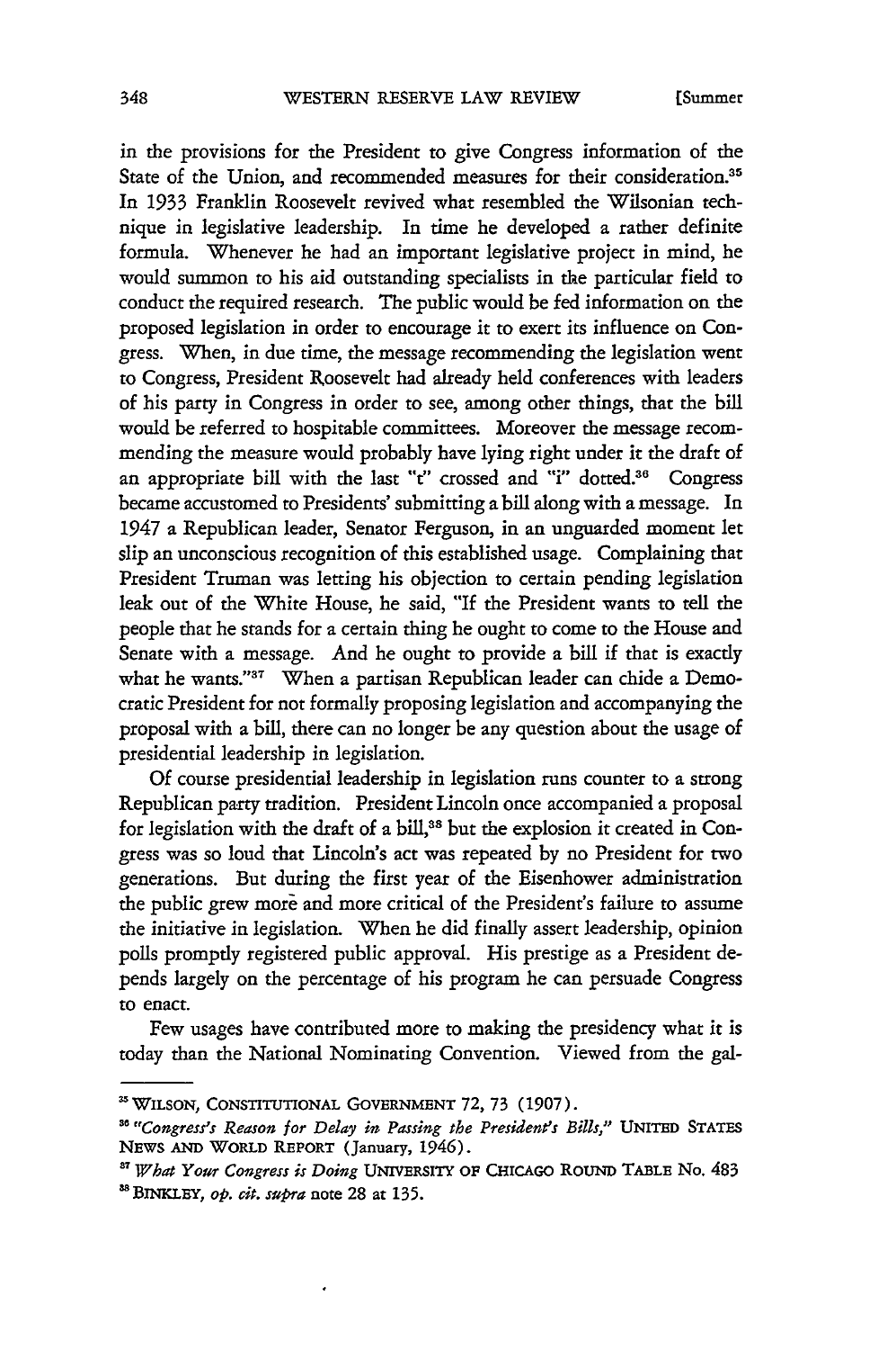in the provisions for the President to give Congress information of the State of the Union, and recommended measures for their consideration.[35] In 1933 Franklin Roosevelt revived what resembled the Wilsonian technique in legislative leadership. In time he developed a rather definite formula. Whenever he had an important legislative project in mind, he would summon to his aid outstanding specialists in the particular field to conduct the required research. The public would be fed information on the proposed legislation in order to encourage it to exert its influence on Congress. When, in due time, the message recommending the legislation went to Congress, President Roosevelt had already held conferences with leaders of his party in Congress in order to see, among other things, that the bill would be referred to hospitable committees. Moreover the message recommending the measure would probably have lying right under it the draft of an appropriate bill with the last "t" crossed and "i" dotted.[36] Congress became accustomed to Presidents' submitting a bill along with a message. In 1947 a Republican leader, Senator Ferguson, in an unguarded moment let slip an unconscious recognition of this established usage. Complaining that President Truman was letting his objection to certain pending legislation leak out of the White House, he said, "If the President wants to tell the people that he stands for a certain thing he ought to come to the House and Senate with a message. And he ought to provide a bill if that is exactly what he wants."[37] When a partisan Republican leader can chide a Democratic President for not formally proposing legislation and accompanying the proposal with a bill, there can no longer be any question about the usage of presidential leadership in legislation.

Of course presidential leadership in legislation runs counter to a strong Republican party tradition. President Lincoln once accompanied a proposal for legislation with the draft of a bill,[38] but the explosion it created in Congress was so loud that Lincoln's act was repeated by no President for two generations. But during the first year of the Eisenhower administration the public grew more and more critical of the President's failure to assume the initiative in legislation. When he did finally assert leadership, opinion polls promptly registered public approval. His prestige as a President depends largely on the percentage of his program he can persuade Congress to enact.

Few usages have contributed more to making the presidency what it is today than the National Nominating Convention. Viewed from the gal-

---

[35] WILSON, CONSTITUTIONAL GOVERNMENT 72, 73 (1907).

[36] *"Congress's Reason for Delay in Passing the President's Bills,"* UNITED STATES NEWS AND WORLD REPORT (January, 1946).

[37] *What Your Congress is Doing* UNIVERSITY OF CHICAGO ROUND TABLE No. 483

[38] BINKLEY, *op. cit. supra* note 28 at 135.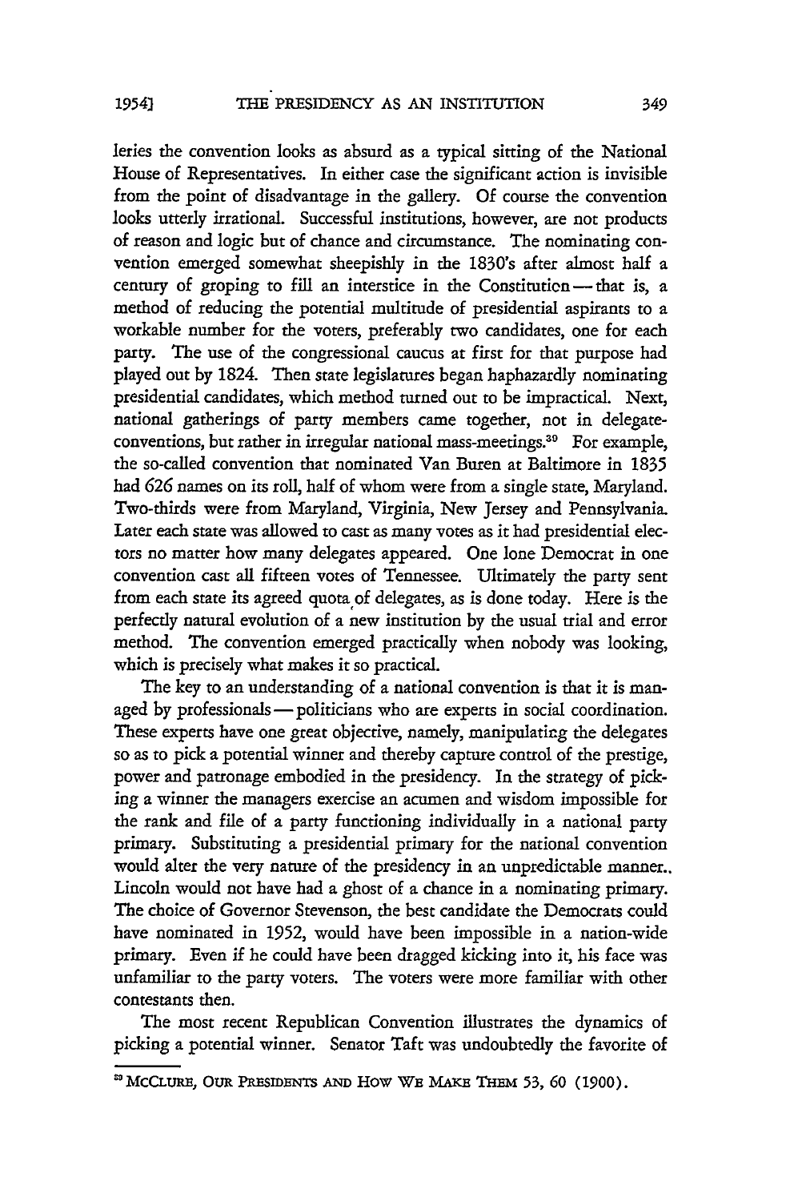leries the convention looks as absurd as a typical sitting of the National House of Representatives. In either case the significant action is invisible from the point of disadvantage in the gallery. Of course the convention looks utterly irrational. Successful institutions, however, are not products of reason and logic but of chance and circumstance. The nominating convention emerged somewhat sheepishly in the 1830's after almost half a century of groping to fill an interstice in the Constitution — that is, a method of reducing the potential multitude of presidential aspirants to a workable number for the voters, preferably two candidates, one for each party. The use of the congressional caucus at first for that purpose had played out by 1824. Then state legislatures began haphazardly nominating presidential candidates, which method turned out to be impractical. Next, national gatherings of party members came together, not in delegate-conventions, but rather in irregular national mass-meetings.[30] For example, the so-called convention that nominated Van Buren at Baltimore in 1835 had 626 names on its roll, half of whom were from a single state, Maryland. Two-thirds were from Maryland, Virginia, New Jersey and Pennsylvania. Later each state was allowed to cast as many votes as it had presidential electors no matter how many delegates appeared. One lone Democrat in one convention cast all fifteen votes of Tennessee. Ultimately the party sent from each state its agreed quota of delegates, as is done today. Here is the perfectly natural evolution of a new institution by the usual trial and error method. The convention emerged practically when nobody was looking, which is precisely what makes it so practical.

The key to an understanding of a national convention is that it is managed by professionals — politicians who are experts in social coordination. These experts have one great objective, namely, manipulating the delegates so as to pick a potential winner and thereby capture control of the prestige, power and patronage embodied in the presidency. In the strategy of picking a winner the managers exercise an acumen and wisdom impossible for the rank and file of a party functioning individually in a national party primary. Substituting a presidential primary for the national convention would alter the very nature of the presidency in an unpredictable manner. Lincoln would not have had a ghost of a chance in a nominating primary. The choice of Governor Stevenson, the best candidate the Democrats could have nominated in 1952, would have been impossible in a nation-wide primary. Even if he could have been dragged kicking into it, his face was unfamiliar to the party voters. The voters were more familiar with other contestants then.

The most recent Republican Convention illustrates the dynamics of picking a potential winner. Senator Taft was undoubtedly the favorite of

---

[30] McClure, Our Presidents and How We Make Them 53, 60 (1900).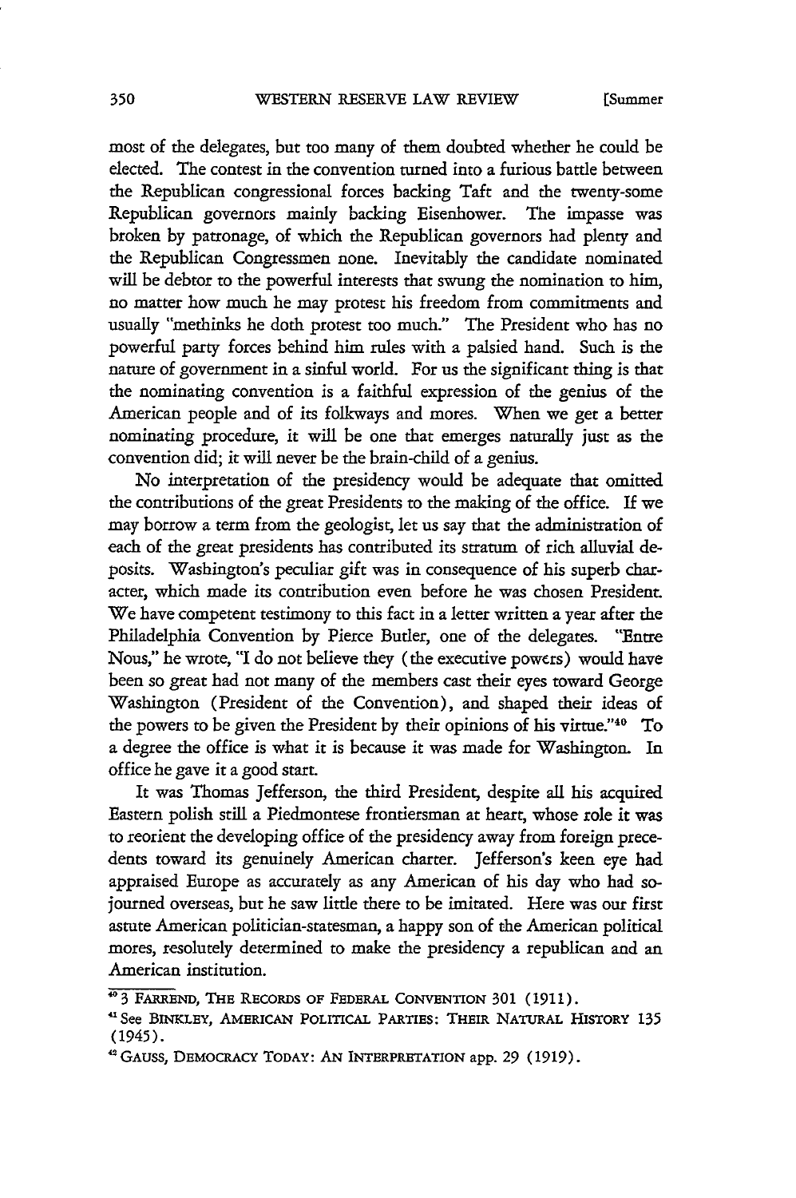most of the delegates, but too many of them doubted whether he could be elected. The contest in the convention turned into a furious battle between the Republican congressional forces backing Taft and the twenty-some Republican governors mainly backing Eisenhower. The impasse was broken by patronage, of which the Republican governors had plenty and the Republican Congressmen none. Inevitably the candidate nominated will be debtor to the powerful interests that swung the nomination to him, no matter how much he may protest his freedom from commitments and usually "methinks he doth protest too much." The President who has no powerful party forces behind him rules with a palsied hand. Such is the nature of government in a sinful world. For us the significant thing is that the nominating convention is a faithful expression of the genius of the American people and of its folkways and mores. When we get a better nominating procedure, it will be one that emerges naturally just as the convention did; it will never be the brain-child of a genius.

No interpretation of the presidency would be adequate that omitted the contributions of the great Presidents to the making of the office. If we may borrow a term from the geologist, let us say that the administration of each of the great presidents has contributed its stratum of rich alluvial deposits. Washington's peculiar gift was in consequence of his superb character, which made its contribution even before he was chosen President. We have competent testimony to this fact in a letter written a year after the Philadelphia Convention by Pierce Butler, one of the delegates. "Entre Nous," he wrote, "I do not believe they (the executive powers) would have been so great had not many of the members cast their eyes toward George Washington (President of the Convention), and shaped their ideas of the powers to be given the President by their opinions of his virtue."[40] To a degree the office is what it is because it was made for Washington. In office he gave it a good start.

It was Thomas Jefferson, the third President, despite all his acquired Eastern polish still a Piedmontese frontiersman at heart, whose role it was to reorient the developing office of the presidency away from foreign precedents toward its genuinely American charter. Jefferson's keen eye had appraised Europe as accurately as any American of his day who had sojourned overseas, but he saw little there to be imitated. Here was our first astute American politician-statesman, a happy son of the American political mores, resolutely determined to make the presidency a republican and an American institution.

---

[40] 3 FARREND, THE RECORDS OF FEDERAL CONVENTION 301 (1911).

[41] See BINKLEY, AMERICAN POLITICAL PARTIES: THEIR NATURAL HISTORY 135 (1945).

[42] GAUSS, DEMOCRACY TODAY: AN INTERPRETATION app. 29 (1919).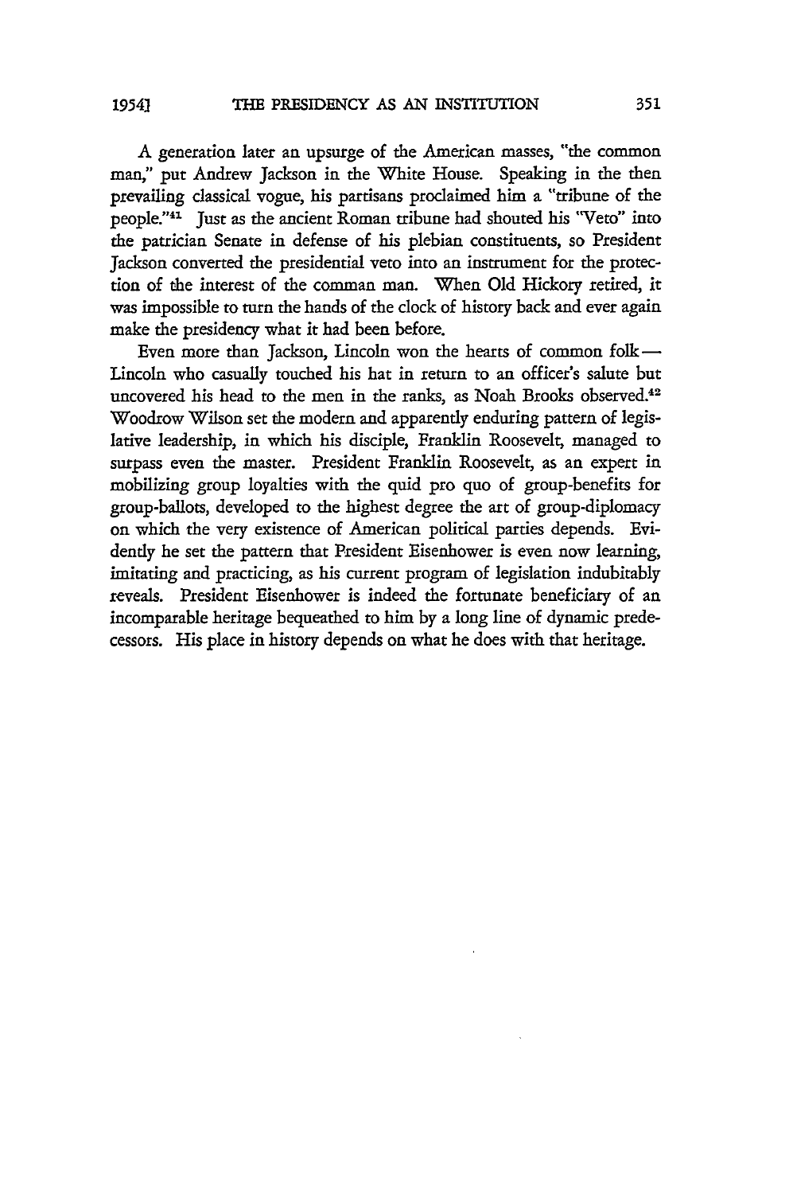A generation later an upsurge of the American masses, "the common man," put Andrew Jackson in the White House. Speaking in the then prevailing classical vogue, his partisans proclaimed him a "tribune of the people."[41] Just as the ancient Roman tribune had shouted his "Veto" into the patrician Senate in defense of his plebian constituents, so President Jackson converted the presidential veto into an instrument for the protection of the interest of the comman man. When Old Hickory retired, it was impossible to turn the hands of the clock of history back and ever again make the presidency what it had been before.

Even more than Jackson, Lincoln won the hearts of common folk — Lincoln who casually touched his hat in return to an officer's salute but uncovered his head to the men in the ranks, as Noah Brooks observed.[42] Woodrow Wilson set the modern and apparently enduring pattern of legislative leadership, in which his disciple, Franklin Roosevelt, managed to surpass even the master. President Franklin Roosevelt, as an expert in mobilizing group loyalties with the quid pro quo of group-benefits for group-ballots, developed to the highest degree the art of group-diplomacy on which the very existence of American political parties depends. Evidently he set the pattern that President Eisenhower is even now learning, imitating and practicing, as his current program of legislation indubitably reveals. President Eisenhower is indeed the fortunate beneficiary of an incomparable heritage bequeathed to him by a long line of dynamic predecessors. His place in history depends on what he does with that heritage.